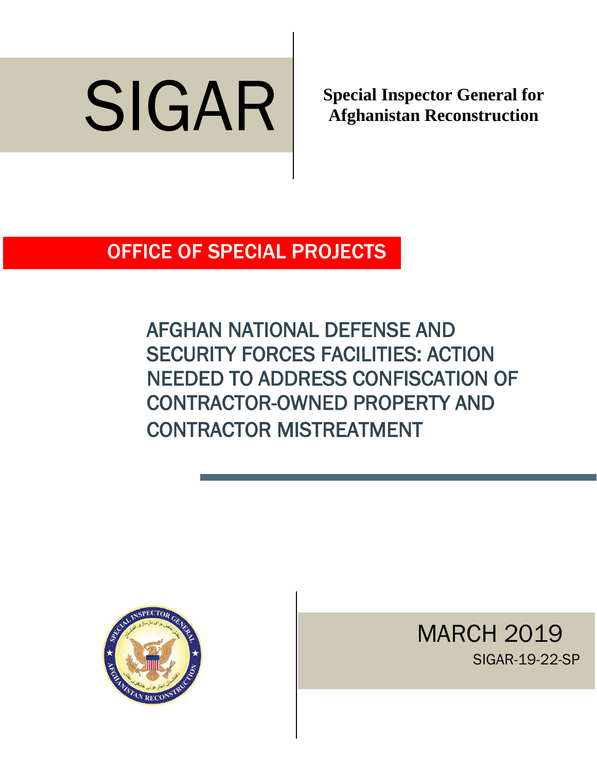# SIGAR

**Special Inspector General for Afghanistan Reconstruction**

## OFFICE OF SPECIAL PROJECTS

# AFGHAN NATIONAL DEFENSE AND SECURITY FORCES FACILITIES: ACTION NEEDED TO ADDRESS CONFISCATION OF CONTRACTOR-OWNED PROPERTY AND CONTRACTOR MISTREATMENT

MARCH 2019

SIGAR-19-22-SP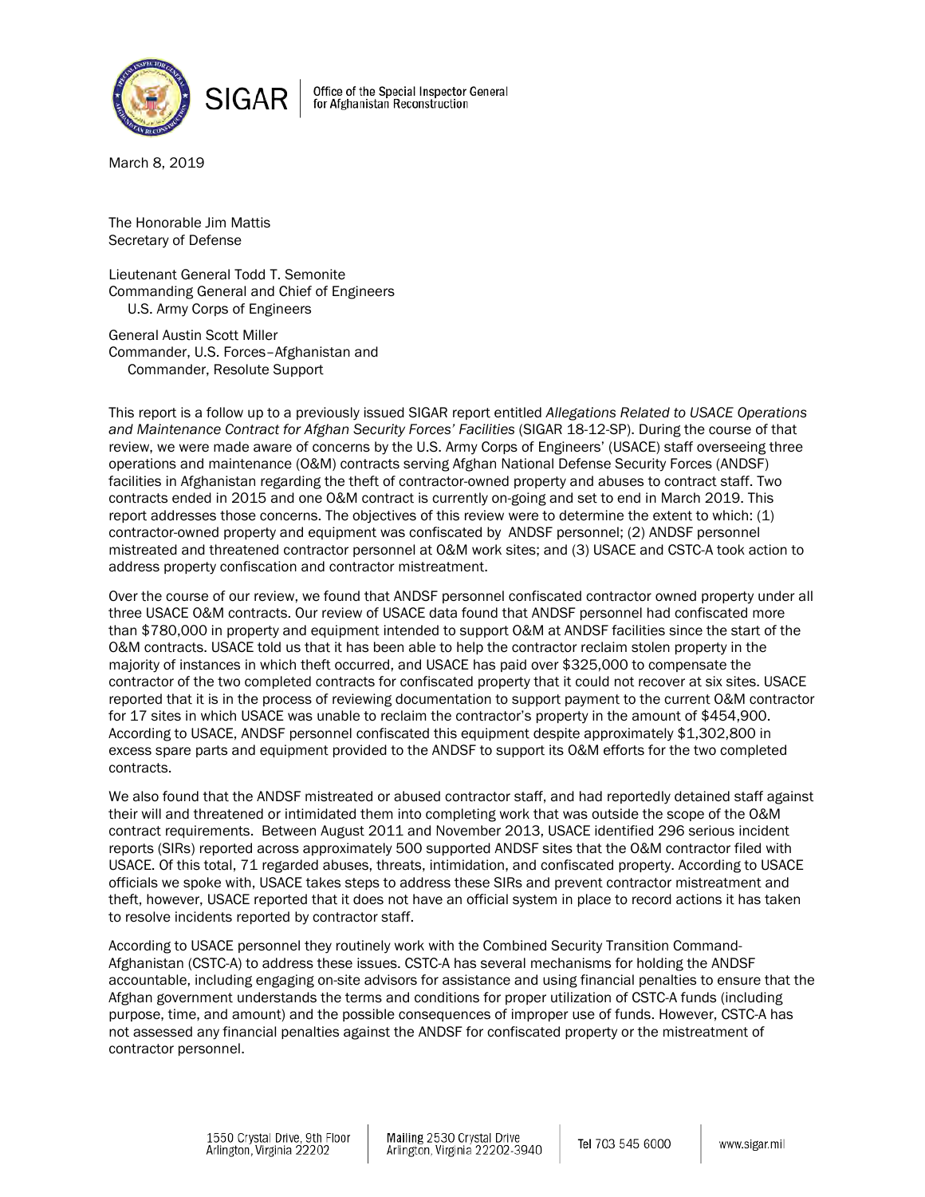SIGAR | Office of the Special Inspector General for Afghanistan Reconstruction

March 8, 2019

The Honorable Jim Mattis
Secretary of Defense

Lieutenant General Todd T. Semonite
Commanding General and Chief of Engineers
U.S. Army Corps of Engineers

General Austin Scott Miller
Commander, U.S. Forces–Afghanistan and
Commander, Resolute Support

This report is a follow up to a previously issued SIGAR report entitled *Allegations Related to USACE Operations and Maintenance Contract for Afghan Security Forces' Facilities* (SIGAR 18-12-SP). During the course of that review, we were made aware of concerns by the U.S. Army Corps of Engineers' (USACE) staff overseeing three operations and maintenance (O&M) contracts serving Afghan National Defense Security Forces (ANDSF) facilities in Afghanistan regarding the theft of contractor-owned property and abuses to contract staff. Two contracts ended in 2015 and one O&M contract is currently on-going and set to end in March 2019. This report addresses those concerns. The objectives of this review were to determine the extent to which: (1) contractor-owned property and equipment was confiscated by ANDSF personnel; (2) ANDSF personnel mistreated and threatened contractor personnel at O&M work sites; and (3) USACE and CSTC-A took action to address property confiscation and contractor mistreatment.

Over the course of our review, we found that ANDSF personnel confiscated contractor owned property under all three USACE O&M contracts. Our review of USACE data found that ANDSF personnel had confiscated more than $780,000 in property and equipment intended to support O&M at ANDSF facilities since the start of the O&M contracts. USACE told us that it has been able to help the contractor reclaim stolen property in the majority of instances in which theft occurred, and USACE has paid over $325,000 to compensate the contractor of the two completed contracts for confiscated property that it could not recover at six sites. USACE reported that it is in the process of reviewing documentation to support payment to the current O&M contractor for 17 sites in which USACE was unable to reclaim the contractor's property in the amount of $454,900. According to USACE, ANDSF personnel confiscated this equipment despite approximately $1,302,800 in excess spare parts and equipment provided to the ANDSF to support its O&M efforts for the two completed contracts.

We also found that the ANDSF mistreated or abused contractor staff, and had reportedly detained staff against their will and threatened or intimidated them into completing work that was outside the scope of the O&M contract requirements. Between August 2011 and November 2013, USACE identified 296 serious incident reports (SIRs) reported across approximately 500 supported ANDSF sites that the O&M contractor filed with USACE. Of this total, 71 regarded abuses, threats, intimidation, and confiscated property. According to USACE officials we spoke with, USACE takes steps to address these SIRs and prevent contractor mistreatment and theft, however, USACE reported that it does not have an official system in place to record actions it has taken to resolve incidents reported by contractor staff.

According to USACE personnel they routinely work with the Combined Security Transition Command-Afghanistan (CSTC-A) to address these issues. CSTC-A has several mechanisms for holding the ANDSF accountable, including engaging on-site advisors for assistance and using financial penalties to ensure that the Afghan government understands the terms and conditions for proper utilization of CSTC-A funds (including purpose, time, and amount) and the possible consequences of improper use of funds. However, CSTC-A has not assessed any financial penalties against the ANDSF for confiscated property or the mistreatment of contractor personnel.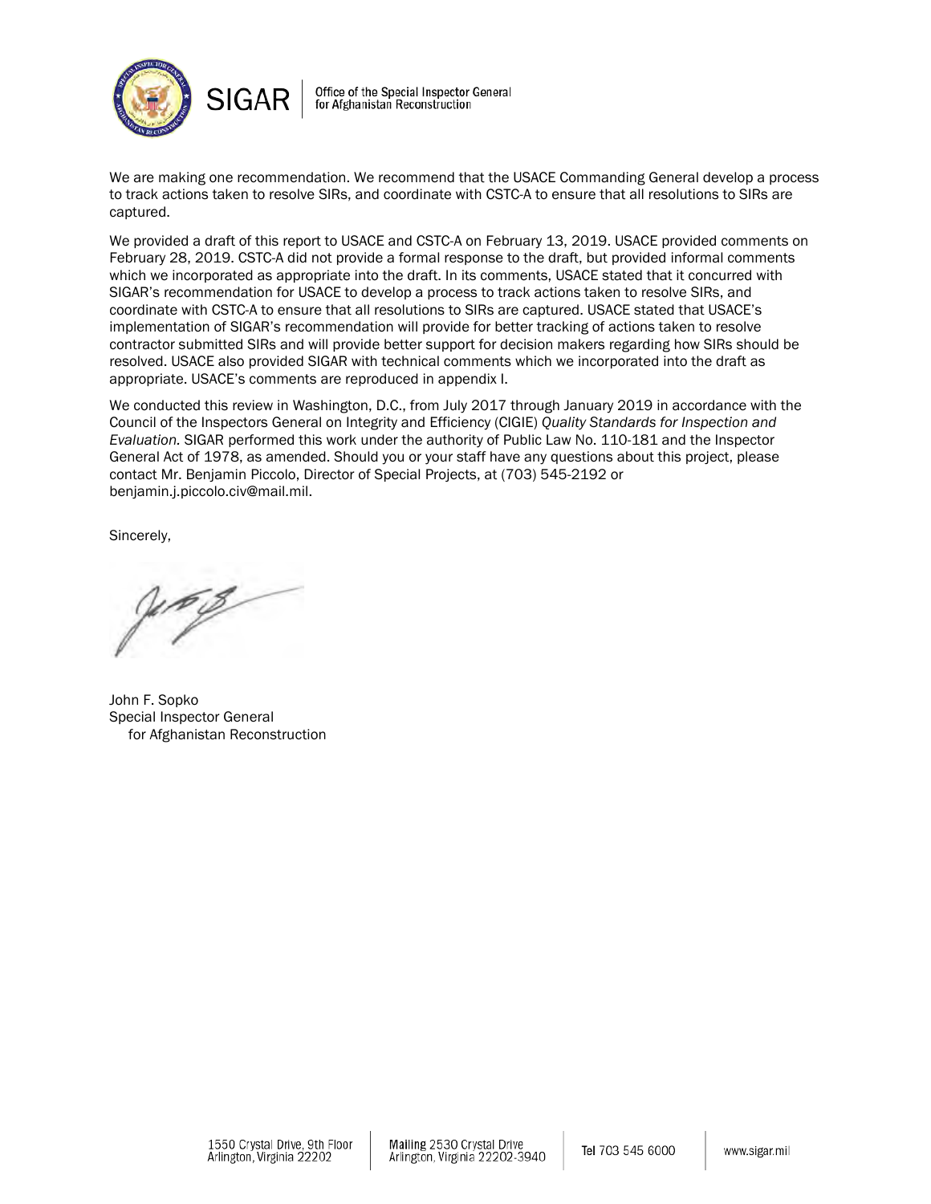We are making one recommendation. We recommend that the USACE Commanding General develop a process to track actions taken to resolve SIRs, and coordinate with CSTC-A to ensure that all resolutions to SIRs are captured.

We provided a draft of this report to USACE and CSTC-A on February 13, 2019. USACE provided comments on February 28, 2019. CSTC-A did not provide a formal response to the draft, but provided informal comments which we incorporated as appropriate into the draft. In its comments, USACE stated that it concurred with SIGAR's recommendation for USACE to develop a process to track actions taken to resolve SIRs, and coordinate with CSTC-A to ensure that all resolutions to SIRs are captured. USACE stated that USACE's implementation of SIGAR's recommendation will provide for better tracking of actions taken to resolve contractor submitted SIRs and will provide better support for decision makers regarding how SIRs should be resolved. USACE also provided SIGAR with technical comments which we incorporated into the draft as appropriate. USACE's comments are reproduced in appendix I.

We conducted this review in Washington, D.C., from July 2017 through January 2019 in accordance with the Council of the Inspectors General on Integrity and Efficiency (CIGIE) *Quality Standards for Inspection and Evaluation.* SIGAR performed this work under the authority of Public Law No. 110-181 and the Inspector General Act of 1978, as amended. Should you or your staff have any questions about this project, please contact Mr. Benjamin Piccolo, Director of Special Projects, at (703) 545-2192 or benjamin.j.piccolo.civ@mail.mil.

Sincerely,

John F. Sopko
Special Inspector General
for Afghanistan Reconstruction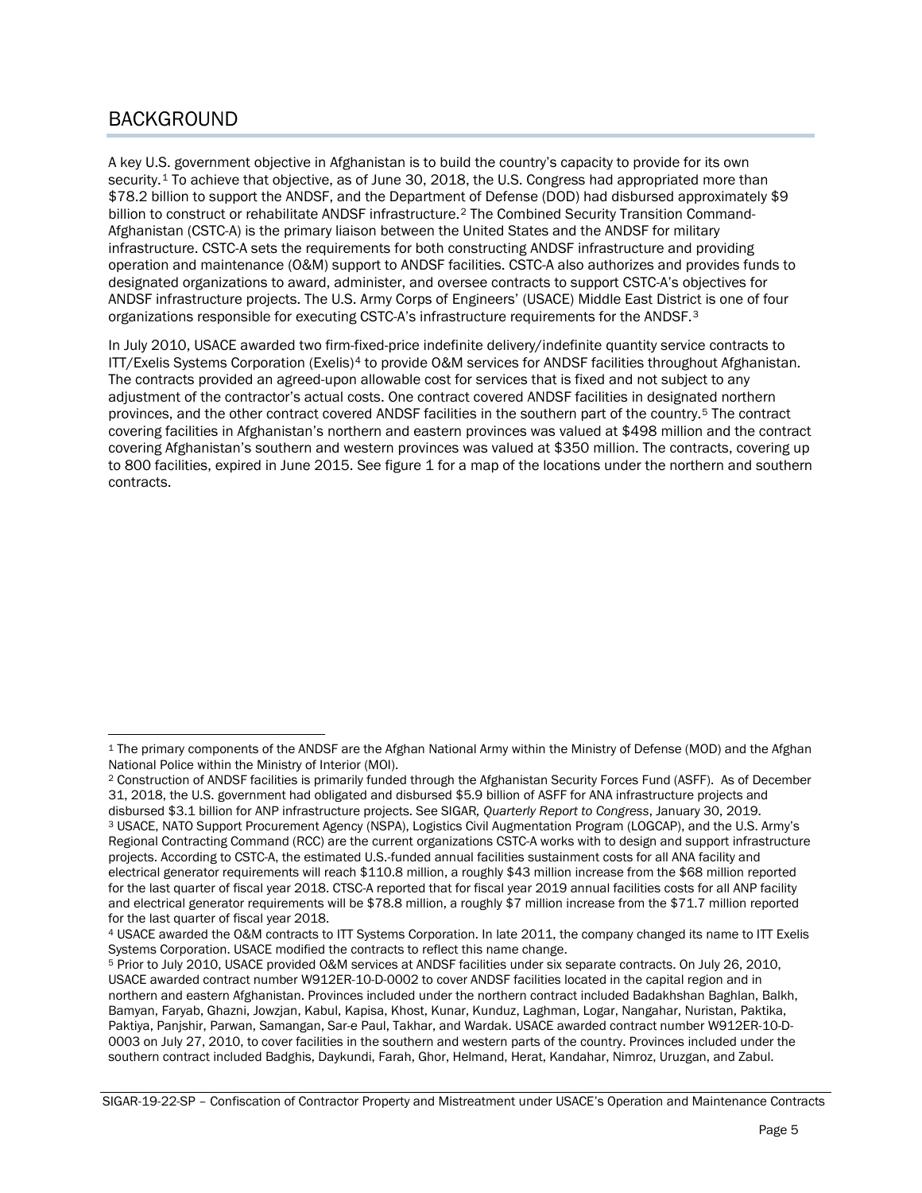## BACKGROUND

A key U.S. government objective in Afghanistan is to build the country's capacity to provide for its own security.[1] To achieve that objective, as of June 30, 2018, the U.S. Congress had appropriated more than $78.2 billion to support the ANDSF, and the Department of Defense (DOD) had disbursed approximately $9 billion to construct or rehabilitate ANDSF infrastructure.[2] The Combined Security Transition Command-Afghanistan (CSTC-A) is the primary liaison between the United States and the ANDSF for military infrastructure. CSTC-A sets the requirements for both constructing ANDSF infrastructure and providing operation and maintenance (O&M) support to ANDSF facilities. CSTC-A also authorizes and provides funds to designated organizations to award, administer, and oversee contracts to support CSTC-A's objectives for ANDSF infrastructure projects. The U.S. Army Corps of Engineers' (USACE) Middle East District is one of four organizations responsible for executing CSTC-A's infrastructure requirements for the ANDSF.[3]

In July 2010, USACE awarded two firm-fixed-price indefinite delivery/indefinite quantity service contracts to ITT/Exelis Systems Corporation (Exelis)[4] to provide O&M services for ANDSF facilities throughout Afghanistan. The contracts provided an agreed-upon allowable cost for services that is fixed and not subject to any adjustment of the contractor's actual costs. One contract covered ANDSF facilities in designated northern provinces, and the other contract covered ANDSF facilities in the southern part of the country.[5] The contract covering facilities in Afghanistan's northern and eastern provinces was valued at $498 million and the contract covering Afghanistan's southern and western provinces was valued at $350 million. The contracts, covering up to 800 facilities, expired in June 2015. See figure 1 for a map of the locations under the northern and southern contracts.

---

[1] The primary components of the ANDSF are the Afghan National Army within the Ministry of Defense (MOD) and the Afghan National Police within the Ministry of Interior (MOI).

[2] Construction of ANDSF facilities is primarily funded through the Afghanistan Security Forces Fund (ASFF). As of December 31, 2018, the U.S. government had obligated and disbursed $5.9 billion of ASFF for ANA infrastructure projects and disbursed $3.1 billion for ANP infrastructure projects. See SIGAR, *Quarterly Report to Congress*, January 30, 2019.

[3] USACE, NATO Support Procurement Agency (NSPA), Logistics Civil Augmentation Program (LOGCAP), and the U.S. Army's Regional Contracting Command (RCC) are the current organizations CSTC-A works with to design and support infrastructure projects. According to CSTC-A, the estimated U.S.-funded annual facilities sustainment costs for all ANA facility and electrical generator requirements will reach $110.8 million, a roughly $43 million increase from the $68 million reported for the last quarter of fiscal year 2018. CTSC-A reported that for fiscal year 2019 annual facilities costs for all ANP facility and electrical generator requirements will be $78.8 million, a roughly $7 million increase from the $71.7 million reported for the last quarter of fiscal year 2018.

[4] USACE awarded the O&M contracts to ITT Systems Corporation. In late 2011, the company changed its name to ITT Exelis Systems Corporation. USACE modified the contracts to reflect this name change.

[5] Prior to July 2010, USACE provided O&M services at ANDSF facilities under six separate contracts. On July 26, 2010, USACE awarded contract number W912ER-10-D-0002 to cover ANDSF facilities located in the capital region and in northern and eastern Afghanistan. Provinces included under the northern contract included Badakhshan Baghlan, Balkh, Bamyan, Faryab, Ghazni, Jowzjan, Kabul, Kapisa, Khost, Kunar, Kunduz, Laghman, Logar, Nangahar, Nuristan, Paktika, Paktiya, Panjshir, Parwan, Samangan, Sar-e Paul, Takhar, and Wardak. USACE awarded contract number W912ER-10-D-0003 on July 27, 2010, to cover facilities in the southern and western parts of the country. Provinces included under the southern contract included Badghis, Daykundi, Farah, Ghor, Helmand, Herat, Kandahar, Nimroz, Uruzgan, and Zabul.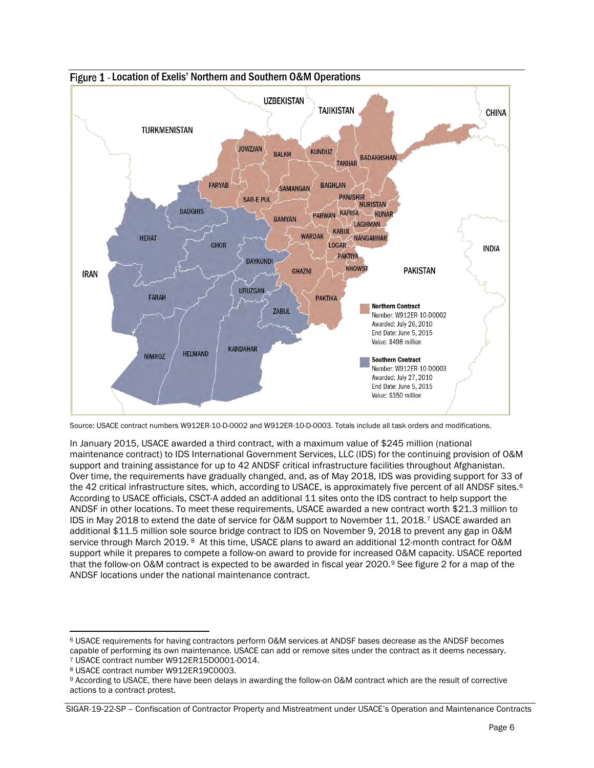Figure 1 - Location of Exelis' Northern and Southern O&M Operations

**Northern Contract**
Number: W912ER-10-D0002
Awarded: July 26, 2010
End Date: June 5, 2015
Value: $498 million

**Southern Contract**
Number: W912ER-10-D0003
Awarded: July 27, 2010
End Date: June 5, 2015
Value: $350 million

Source: USACE contract numbers W912ER-10-D-0002 and W912ER-10-D-0003. Totals include all task orders and modifications.

In January 2015, USACE awarded a third contract, with a maximum value of $245 million (national maintenance contract) to IDS International Government Services, LLC (IDS) for the continuing provision of O&M support and training assistance for up to 42 ANDSF critical infrastructure facilities throughout Afghanistan. Over time, the requirements have gradually changed, and, as of May 2018, IDS was providing support for 33 of the 42 critical infrastructure sites, which, according to USACE, is approximately five percent of all ANDSF sites.[6] According to USACE officials, CSCT-A added an additional 11 sites onto the IDS contract to help support the ANDSF in other locations. To meet these requirements, USACE awarded a new contract worth $21.3 million to IDS in May 2018 to extend the date of service for O&M support to November 11, 2018.[7] USACE awarded an additional $11.5 million sole source bridge contract to IDS on November 9, 2018 to prevent any gap in O&M service through March 2019.[8] At this time, USACE plans to award an additional 12-month contract for O&M support while it prepares to compete a follow-on award to provide for increased O&M capacity. USACE reported that the follow-on O&M contract is expected to be awarded in fiscal year 2020.[9] See figure 2 for a map of the ANDSF locations under the national maintenance contract.

[6] USACE requirements for having contractors perform O&M services at ANDSF bases decrease as the ANDSF becomes capable of performing its own maintenance. USACE can add or remove sites under the contract as it deems necessary.
[7] USACE contract number W912ER15D0001-0014.
[8] USACE contract number W912ER19C0003.
[9] According to USACE, there have been delays in awarding the follow-on O&M contract which are the result of corrective actions to a contract protest.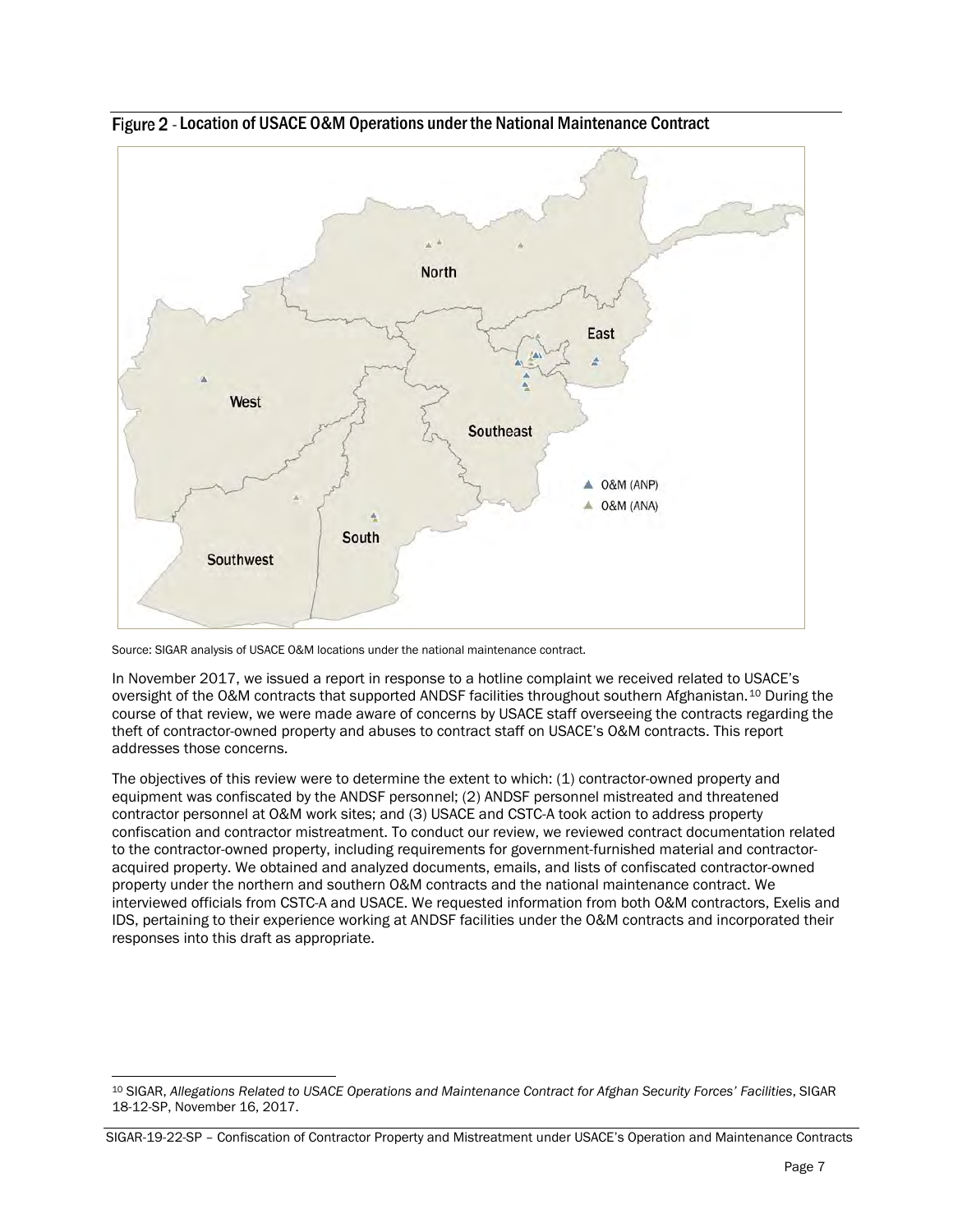Figure 2 - Location of USACE O&M Operations under the National Maintenance Contract

Source: SIGAR analysis of USACE O&M locations under the national maintenance contract.

In November 2017, we issued a report in response to a hotline complaint we received related to USACE's oversight of the O&M contracts that supported ANDSF facilities throughout southern Afghanistan.[10] During the course of that review, we were made aware of concerns by USACE staff overseeing the contracts regarding the theft of contractor-owned property and abuses to contract staff on USACE's O&M contracts. This report addresses those concerns.

The objectives of this review were to determine the extent to which: (1) contractor-owned property and equipment was confiscated by the ANDSF personnel; (2) ANDSF personnel mistreated and threatened contractor personnel at O&M work sites; and (3) USACE and CSTC-A took action to address property confiscation and contractor mistreatment. To conduct our review, we reviewed contract documentation related to the contractor-owned property, including requirements for government-furnished material and contractor-acquired property. We obtained and analyzed documents, emails, and lists of confiscated contractor-owned property under the northern and southern O&M contracts and the national maintenance contract. We interviewed officials from CSTC-A and USACE. We requested information from both O&M contractors, Exelis and IDS, pertaining to their experience working at ANDSF facilities under the O&M contracts and incorporated their responses into this draft as appropriate.

[10] SIGAR, *Allegations Related to USACE Operations and Maintenance Contract for Afghan Security Forces' Facilities*, SIGAR 18-12-SP, November 16, 2017.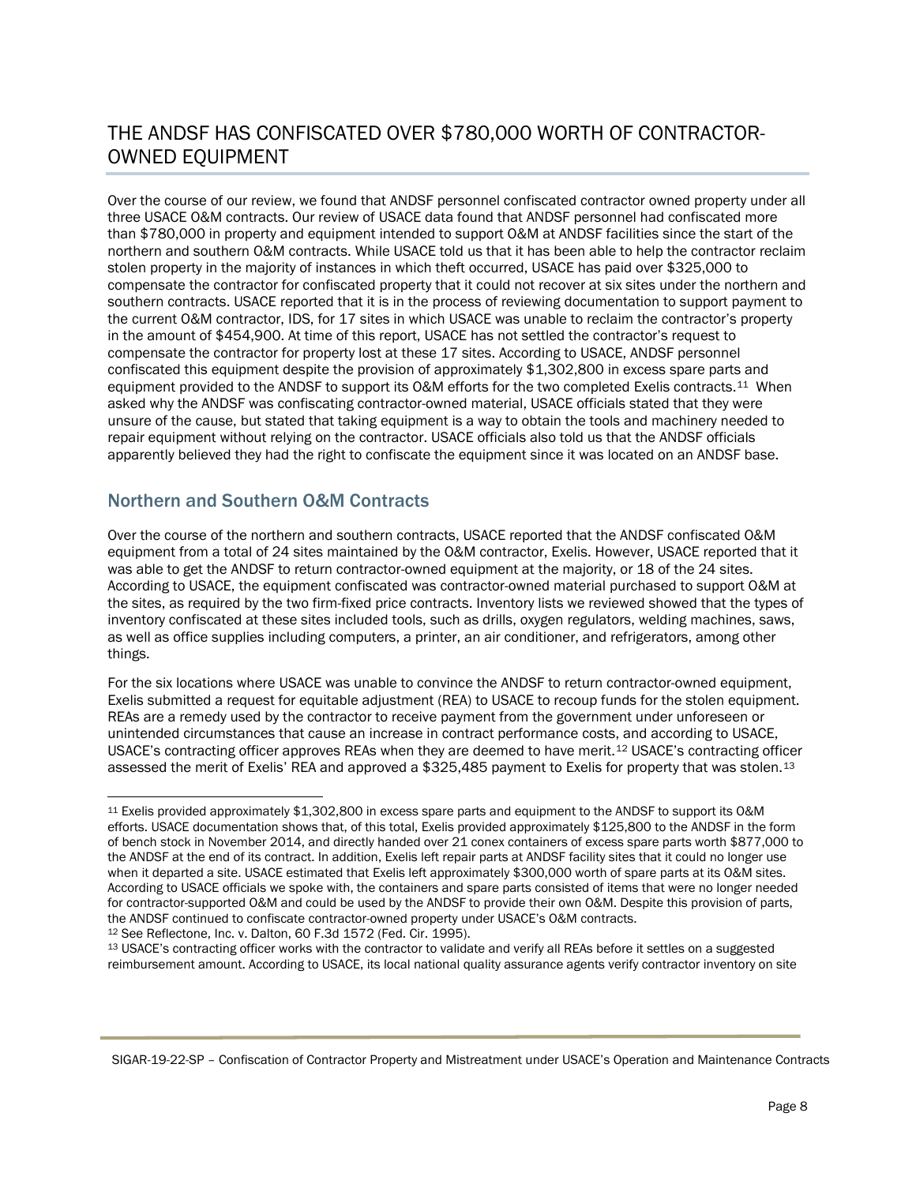## THE ANDSF HAS CONFISCATED OVER $780,000 WORTH OF CONTRACTOR-OWNED EQUIPMENT

Over the course of our review, we found that ANDSF personnel confiscated contractor owned property under all three USACE O&M contracts. Our review of USACE data found that ANDSF personnel had confiscated more than $780,000 in property and equipment intended to support O&M at ANDSF facilities since the start of the northern and southern O&M contracts. While USACE told us that it has been able to help the contractor reclaim stolen property in the majority of instances in which theft occurred, USACE has paid over $325,000 to compensate the contractor for confiscated property that it could not recover at six sites under the northern and southern contracts. USACE reported that it is in the process of reviewing documentation to support payment to the current O&M contractor, IDS, for 17 sites in which USACE was unable to reclaim the contractor's property in the amount of $454,900. At time of this report, USACE has not settled the contractor's request to compensate the contractor for property lost at these 17 sites. According to USACE, ANDSF personnel confiscated this equipment despite the provision of approximately $1,302,800 in excess spare parts and equipment provided to the ANDSF to support its O&M efforts for the two completed Exelis contracts.[11] When asked why the ANDSF was confiscating contractor-owned material, USACE officials stated that they were unsure of the cause, but stated that taking equipment is a way to obtain the tools and machinery needed to repair equipment without relying on the contractor. USACE officials also told us that the ANDSF officials apparently believed they had the right to confiscate the equipment since it was located on an ANDSF base.

### Northern and Southern O&M Contracts

Over the course of the northern and southern contracts, USACE reported that the ANDSF confiscated O&M equipment from a total of 24 sites maintained by the O&M contractor, Exelis. However, USACE reported that it was able to get the ANDSF to return contractor-owned equipment at the majority, or 18 of the 24 sites. According to USACE, the equipment confiscated was contractor-owned material purchased to support O&M at the sites, as required by the two firm-fixed price contracts. Inventory lists we reviewed showed that the types of inventory confiscated at these sites included tools, such as drills, oxygen regulators, welding machines, saws, as well as office supplies including computers, a printer, an air conditioner, and refrigerators, among other things.

For the six locations where USACE was unable to convince the ANDSF to return contractor-owned equipment, Exelis submitted a request for equitable adjustment (REA) to USACE to recoup funds for the stolen equipment. REAs are a remedy used by the contractor to receive payment from the government under unforeseen or unintended circumstances that cause an increase in contract performance costs, and according to USACE, USACE's contracting officer approves REAs when they are deemed to have merit.[12] USACE's contracting officer assessed the merit of Exelis' REA and approved a $325,485 payment to Exelis for property that was stolen.[13]

---

[11] Exelis provided approximately $1,302,800 in excess spare parts and equipment to the ANDSF to support its O&M efforts. USACE documentation shows that, of this total, Exelis provided approximately $125,800 to the ANDSF in the form of bench stock in November 2014, and directly handed over 21 conex containers of excess spare parts worth $877,000 to the ANDSF at the end of its contract. In addition, Exelis left repair parts at ANDSF facility sites that it could no longer use when it departed a site. USACE estimated that Exelis left approximately $300,000 worth of spare parts at its O&M sites. According to USACE officials we spoke with, the containers and spare parts consisted of items that were no longer needed for contractor-supported O&M and could be used by the ANDSF to provide their own O&M. Despite this provision of parts, the ANDSF continued to confiscate contractor-owned property under USACE's O&M contracts.

[12] See Reflectone, Inc. v. Dalton, 60 F.3d 1572 (Fed. Cir. 1995).

[13] USACE's contracting officer works with the contractor to validate and verify all REAs before it settles on a suggested reimbursement amount. According to USACE, its local national quality assurance agents verify contractor inventory on site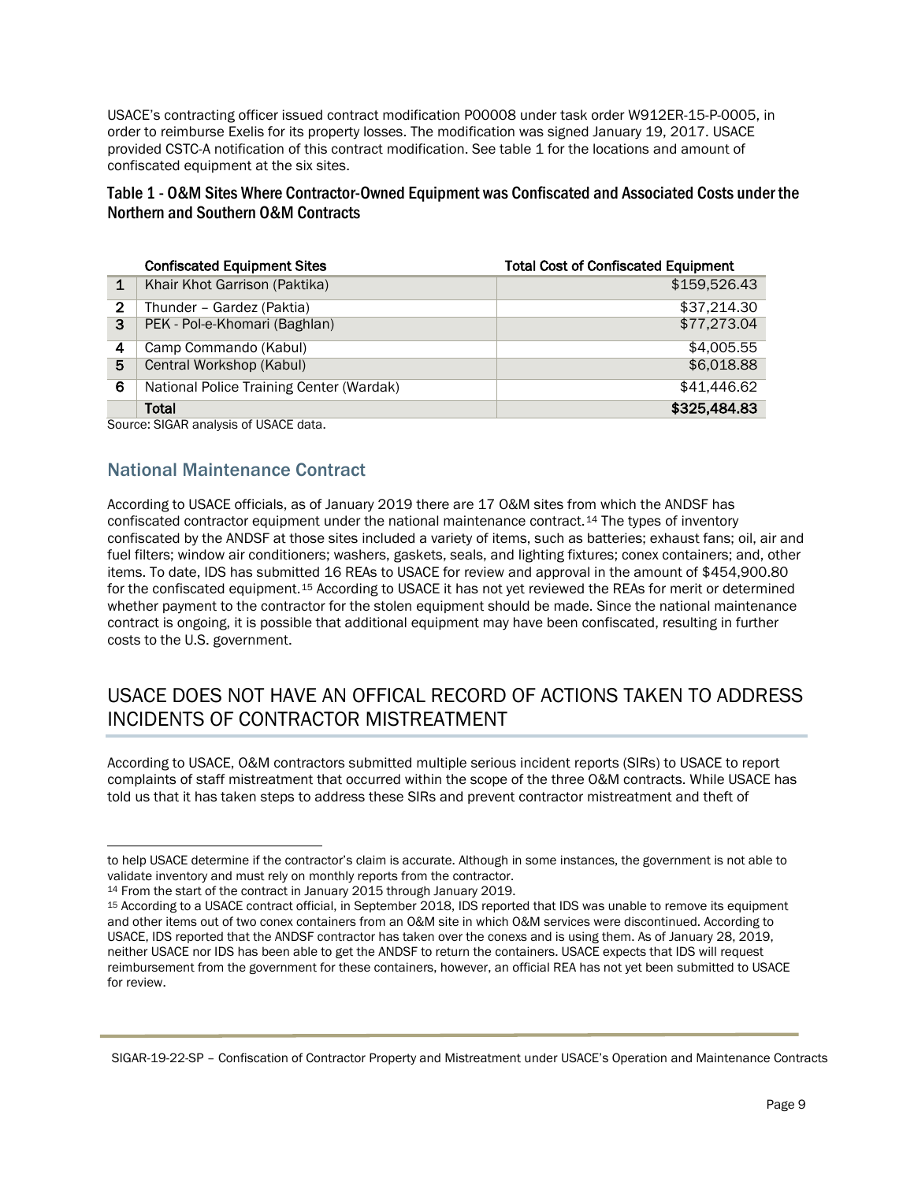USACE's contracting officer issued contract modification P00008 under task order W912ER-15-P-0005, in order to reimburse Exelis for its property losses. The modification was signed January 19, 2017. USACE provided CSTC-A notification of this contract modification. See table 1 for the locations and amount of confiscated equipment at the six sites.

### Table 1 - O&M Sites Where Contractor-Owned Equipment was Confiscated and Associated Costs under the Northern and Southern O&M Contracts

| | Confiscated Equipment Sites | Total Cost of Confiscated Equipment |
|---|---|---|
| 1 | Khair Khot Garrison (Paktika) | $159,526.43 |
| 2 | Thunder – Gardez (Paktia) | $37,214.30 |
| 3 | PEK - Pol-e-Khomari (Baghlan) | $77,273.04 |
| 4 | Camp Commando (Kabul) | $4,005.55 |
| 5 | Central Workshop (Kabul) | $6,018.88 |
| 6 | National Police Training Center (Wardak) | $41,446.62 |
| | **Total** | **$325,484.83** |

Source: SIGAR analysis of USACE data.

### National Maintenance Contract

According to USACE officials, as of January 2019 there are 17 O&M sites from which the ANDSF has confiscated contractor equipment under the national maintenance contract.[14] The types of inventory confiscated by the ANDSF at those sites included a variety of items, such as batteries; exhaust fans; oil, air and fuel filters; window air conditioners; washers, gaskets, seals, and lighting fixtures; conex containers; and, other items. To date, IDS has submitted 16 REAs to USACE for review and approval in the amount of $454,900.80 for the confiscated equipment.[15] According to USACE it has not yet reviewed the REAs for merit or determined whether payment to the contractor for the stolen equipment should be made. Since the national maintenance contract is ongoing, it is possible that additional equipment may have been confiscated, resulting in further costs to the U.S. government.

## USACE DOES NOT HAVE AN OFFICAL RECORD OF ACTIONS TAKEN TO ADDRESS INCIDENTS OF CONTRACTOR MISTREATMENT

According to USACE, O&M contractors submitted multiple serious incident reports (SIRs) to USACE to report complaints of staff mistreatment that occurred within the scope of the three O&M contracts. While USACE has told us that it has taken steps to address these SIRs and prevent contractor mistreatment and theft of

---

to help USACE determine if the contractor's claim is accurate. Although in some instances, the government is not able to validate inventory and must rely on monthly reports from the contractor.

[14] From the start of the contract in January 2015 through January 2019.

[15] According to a USACE contract official, in September 2018, IDS reported that IDS was unable to remove its equipment and other items out of two conex containers from an O&M site in which O&M services were discontinued. According to USACE, IDS reported that the ANDSF contractor has taken over the conexs and is using them. As of January 28, 2019, neither USACE nor IDS has been able to get the ANDSF to return the containers. USACE expects that IDS will request reimbursement from the government for these containers, however, an official REA has not yet been submitted to USACE for review.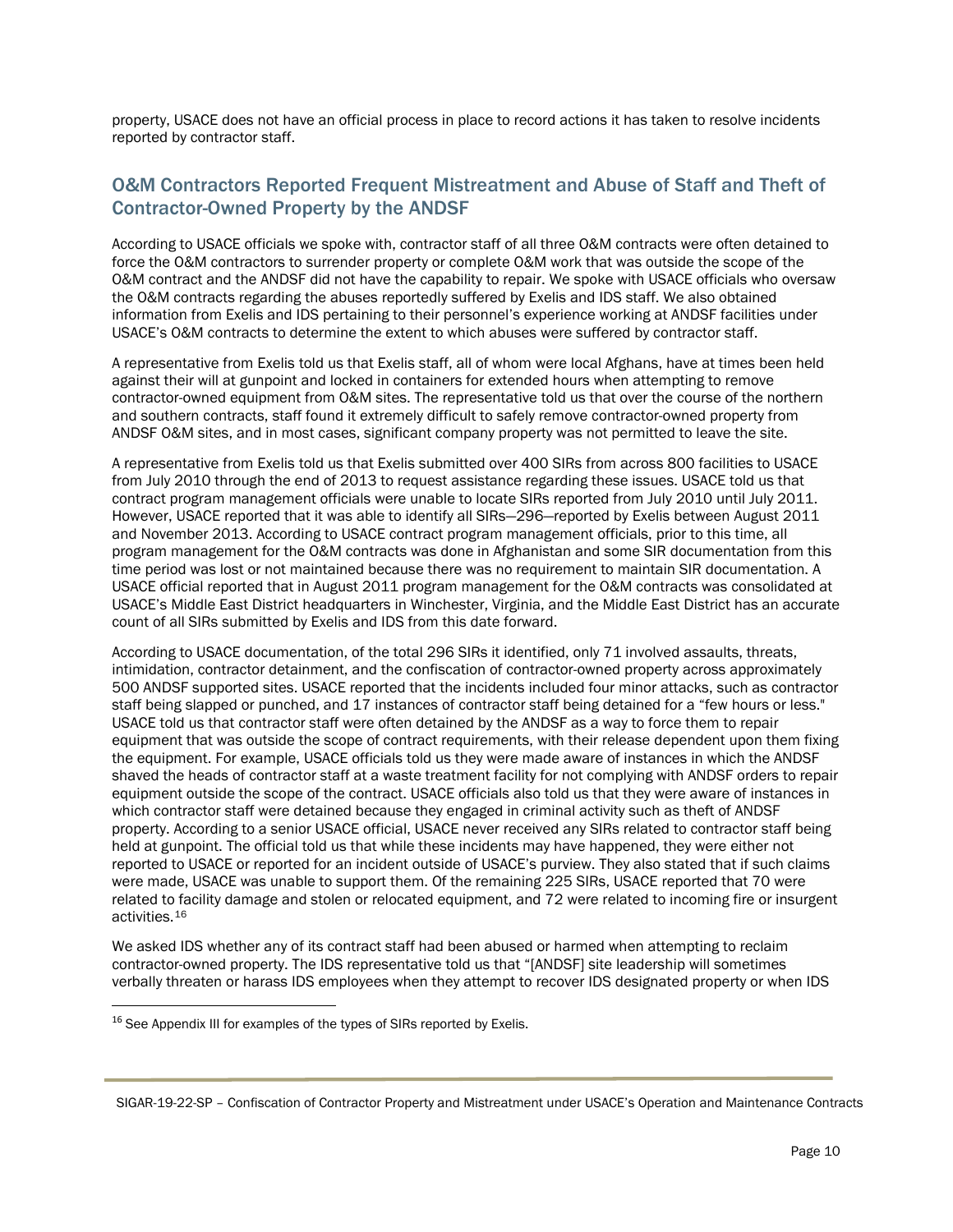property, USACE does not have an official process in place to record actions it has taken to resolve incidents reported by contractor staff.

## O&M Contractors Reported Frequent Mistreatment and Abuse of Staff and Theft of Contractor-Owned Property by the ANDSF

According to USACE officials we spoke with, contractor staff of all three O&M contracts were often detained to force the O&M contractors to surrender property or complete O&M work that was outside the scope of the O&M contract and the ANDSF did not have the capability to repair. We spoke with USACE officials who oversaw the O&M contracts regarding the abuses reportedly suffered by Exelis and IDS staff. We also obtained information from Exelis and IDS pertaining to their personnel's experience working at ANDSF facilities under USACE's O&M contracts to determine the extent to which abuses were suffered by contractor staff.

A representative from Exelis told us that Exelis staff, all of whom were local Afghans, have at times been held against their will at gunpoint and locked in containers for extended hours when attempting to remove contractor-owned equipment from O&M sites. The representative told us that over the course of the northern and southern contracts, staff found it extremely difficult to safely remove contractor-owned property from ANDSF O&M sites, and in most cases, significant company property was not permitted to leave the site.

A representative from Exelis told us that Exelis submitted over 400 SIRs from across 800 facilities to USACE from July 2010 through the end of 2013 to request assistance regarding these issues. USACE told us that contract program management officials were unable to locate SIRs reported from July 2010 until July 2011. However, USACE reported that it was able to identify all SIRs—296—reported by Exelis between August 2011 and November 2013. According to USACE contract program management officials, prior to this time, all program management for the O&M contracts was done in Afghanistan and some SIR documentation from this time period was lost or not maintained because there was no requirement to maintain SIR documentation. A USACE official reported that in August 2011 program management for the O&M contracts was consolidated at USACE's Middle East District headquarters in Winchester, Virginia, and the Middle East District has an accurate count of all SIRs submitted by Exelis and IDS from this date forward.

According to USACE documentation, of the total 296 SIRs it identified, only 71 involved assaults, threats, intimidation, contractor detainment, and the confiscation of contractor-owned property across approximately 500 ANDSF supported sites. USACE reported that the incidents included four minor attacks, such as contractor staff being slapped or punched, and 17 instances of contractor staff being detained for a "few hours or less." USACE told us that contractor staff were often detained by the ANDSF as a way to force them to repair equipment that was outside the scope of contract requirements, with their release dependent upon them fixing the equipment. For example, USACE officials told us they were made aware of instances in which the ANDSF shaved the heads of contractor staff at a waste treatment facility for not complying with ANDSF orders to repair equipment outside the scope of the contract. USACE officials also told us that they were aware of instances in which contractor staff were detained because they engaged in criminal activity such as theft of ANDSF property. According to a senior USACE official, USACE never received any SIRs related to contractor staff being held at gunpoint. The official told us that while these incidents may have happened, they were either not reported to USACE or reported for an incident outside of USACE's purview. They also stated that if such claims were made, USACE was unable to support them. Of the remaining 225 SIRs, USACE reported that 70 were related to facility damage and stolen or relocated equipment, and 72 were related to incoming fire or insurgent activities.[16]

We asked IDS whether any of its contract staff had been abused or harmed when attempting to reclaim contractor-owned property. The IDS representative told us that "[ANDSF] site leadership will sometimes verbally threaten or harass IDS employees when they attempt to recover IDS designated property or when IDS

[16] See Appendix III for examples of the types of SIRs reported by Exelis.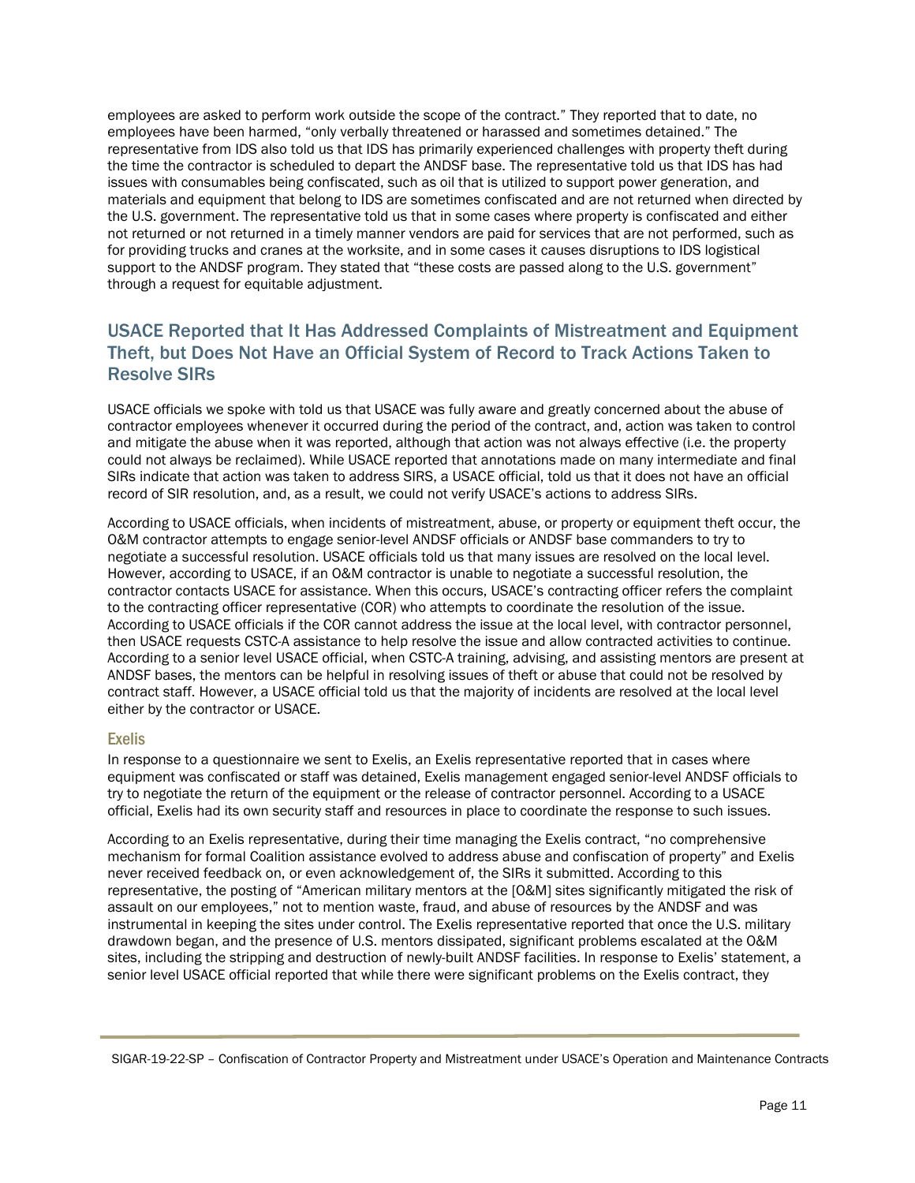employees are asked to perform work outside the scope of the contract." They reported that to date, no employees have been harmed, "only verbally threatened or harassed and sometimes detained." The representative from IDS also told us that IDS has primarily experienced challenges with property theft during the time the contractor is scheduled to depart the ANDSF base. The representative told us that IDS has had issues with consumables being confiscated, such as oil that is utilized to support power generation, and materials and equipment that belong to IDS are sometimes confiscated and are not returned when directed by the U.S. government. The representative told us that in some cases where property is confiscated and either not returned or not returned in a timely manner vendors are paid for services that are not performed, such as for providing trucks and cranes at the worksite, and in some cases it causes disruptions to IDS logistical support to the ANDSF program. They stated that "these costs are passed along to the U.S. government" through a request for equitable adjustment.

## USACE Reported that It Has Addressed Complaints of Mistreatment and Equipment Theft, but Does Not Have an Official System of Record to Track Actions Taken to Resolve SIRs

USACE officials we spoke with told us that USACE was fully aware and greatly concerned about the abuse of contractor employees whenever it occurred during the period of the contract, and, action was taken to control and mitigate the abuse when it was reported, although that action was not always effective (i.e. the property could not always be reclaimed). While USACE reported that annotations made on many intermediate and final SIRs indicate that action was taken to address SIRS, a USACE official, told us that it does not have an official record of SIR resolution, and, as a result, we could not verify USACE's actions to address SIRs.

According to USACE officials, when incidents of mistreatment, abuse, or property or equipment theft occur, the O&M contractor attempts to engage senior-level ANDSF officials or ANDSF base commanders to try to negotiate a successful resolution. USACE officials told us that many issues are resolved on the local level. However, according to USACE, if an O&M contractor is unable to negotiate a successful resolution, the contractor contacts USACE for assistance. When this occurs, USACE's contracting officer refers the complaint to the contracting officer representative (COR) who attempts to coordinate the resolution of the issue. According to USACE officials if the COR cannot address the issue at the local level, with contractor personnel, then USACE requests CSTC-A assistance to help resolve the issue and allow contracted activities to continue. According to a senior level USACE official, when CSTC-A training, advising, and assisting mentors are present at ANDSF bases, the mentors can be helpful in resolving issues of theft or abuse that could not be resolved by contract staff. However, a USACE official told us that the majority of incidents are resolved at the local level either by the contractor or USACE.

### Exelis

In response to a questionnaire we sent to Exelis, an Exelis representative reported that in cases where equipment was confiscated or staff was detained, Exelis management engaged senior-level ANDSF officials to try to negotiate the return of the equipment or the release of contractor personnel. According to a USACE official, Exelis had its own security staff and resources in place to coordinate the response to such issues.

According to an Exelis representative, during their time managing the Exelis contract, "no comprehensive mechanism for formal Coalition assistance evolved to address abuse and confiscation of property" and Exelis never received feedback on, or even acknowledgement of, the SIRs it submitted. According to this representative, the posting of "American military mentors at the [O&M] sites significantly mitigated the risk of assault on our employees," not to mention waste, fraud, and abuse of resources by the ANDSF and was instrumental in keeping the sites under control. The Exelis representative reported that once the U.S. military drawdown began, and the presence of U.S. mentors dissipated, significant problems escalated at the O&M sites, including the stripping and destruction of newly-built ANDSF facilities. In response to Exelis' statement, a senior level USACE official reported that while there were significant problems on the Exelis contract, they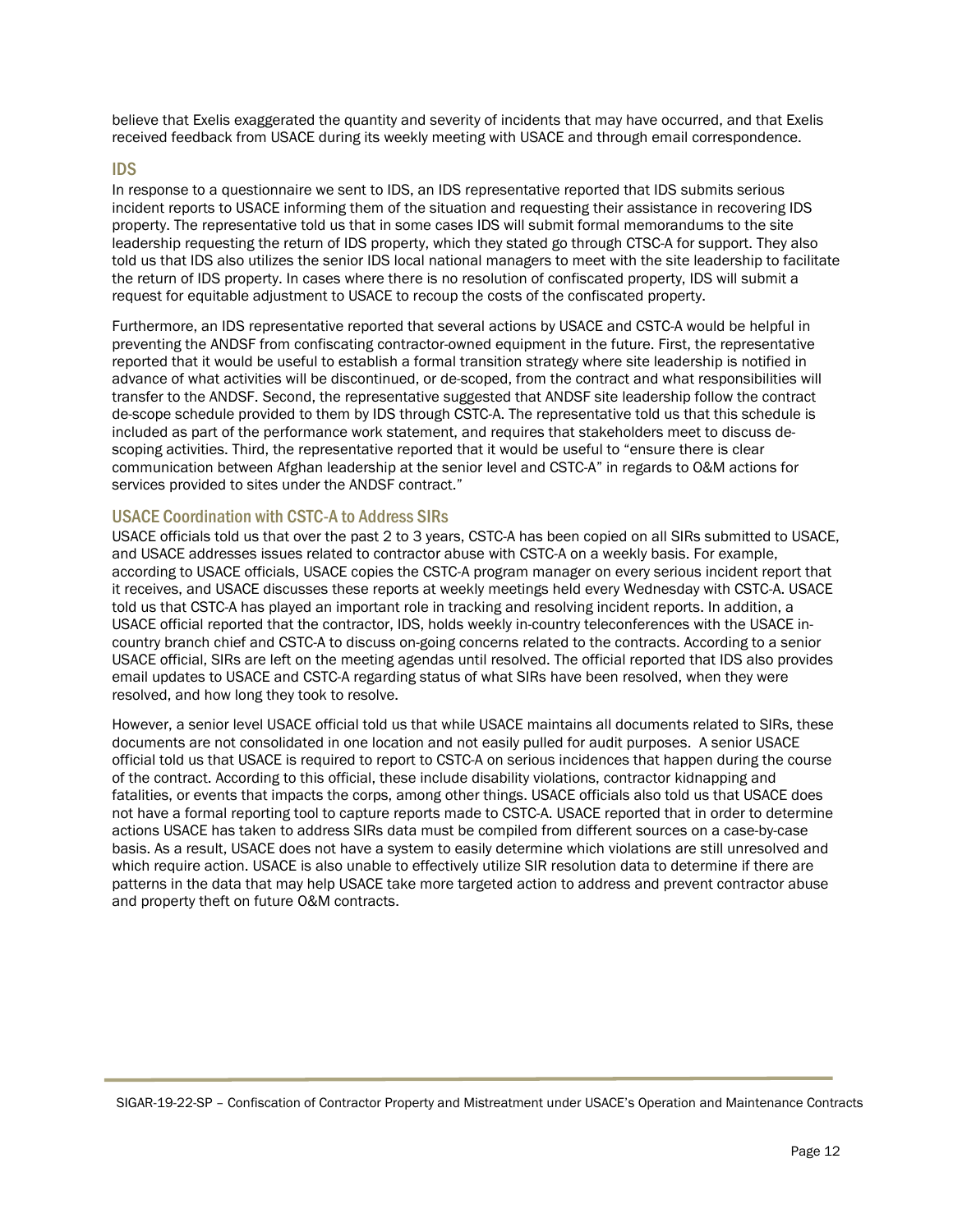believe that Exelis exaggerated the quantity and severity of incidents that may have occurred, and that Exelis received feedback from USACE during its weekly meeting with USACE and through email correspondence.

## IDS

In response to a questionnaire we sent to IDS, an IDS representative reported that IDS submits serious incident reports to USACE informing them of the situation and requesting their assistance in recovering IDS property. The representative told us that in some cases IDS will submit formal memorandums to the site leadership requesting the return of IDS property, which they stated go through CTSC-A for support. They also told us that IDS also utilizes the senior IDS local national managers to meet with the site leadership to facilitate the return of IDS property. In cases where there is no resolution of confiscated property, IDS will submit a request for equitable adjustment to USACE to recoup the costs of the confiscated property.

Furthermore, an IDS representative reported that several actions by USACE and CSTC-A would be helpful in preventing the ANDSF from confiscating contractor-owned equipment in the future. First, the representative reported that it would be useful to establish a formal transition strategy where site leadership is notified in advance of what activities will be discontinued, or de-scoped, from the contract and what responsibilities will transfer to the ANDSF. Second, the representative suggested that ANDSF site leadership follow the contract de-scope schedule provided to them by IDS through CSTC-A. The representative told us that this schedule is included as part of the performance work statement, and requires that stakeholders meet to discuss de-scoping activities. Third, the representative reported that it would be useful to "ensure there is clear communication between Afghan leadership at the senior level and CSTC-A" in regards to O&M actions for services provided to sites under the ANDSF contract."

## USACE Coordination with CSTC-A to Address SIRs

USACE officials told us that over the past 2 to 3 years, CSTC-A has been copied on all SIRs submitted to USACE, and USACE addresses issues related to contractor abuse with CSTC-A on a weekly basis. For example, according to USACE officials, USACE copies the CSTC-A program manager on every serious incident report that it receives, and USACE discusses these reports at weekly meetings held every Wednesday with CSTC-A. USACE told us that CSTC-A has played an important role in tracking and resolving incident reports. In addition, a USACE official reported that the contractor, IDS, holds weekly in-country teleconferences with the USACE in-country branch chief and CSTC-A to discuss on-going concerns related to the contracts. According to a senior USACE official, SIRs are left on the meeting agendas until resolved. The official reported that IDS also provides email updates to USACE and CSTC-A regarding status of what SIRs have been resolved, when they were resolved, and how long they took to resolve.

However, a senior level USACE official told us that while USACE maintains all documents related to SIRs, these documents are not consolidated in one location and not easily pulled for audit purposes. A senior USACE official told us that USACE is required to report to CSTC-A on serious incidences that happen during the course of the contract. According to this official, these include disability violations, contractor kidnapping and fatalities, or events that impacts the corps, among other things. USACE officials also told us that USACE does not have a formal reporting tool to capture reports made to CSTC-A. USACE reported that in order to determine actions USACE has taken to address SIRs data must be compiled from different sources on a case-by-case basis. As a result, USACE does not have a system to easily determine which violations are still unresolved and which require action. USACE is also unable to effectively utilize SIR resolution data to determine if there are patterns in the data that may help USACE take more targeted action to address and prevent contractor abuse and property theft on future O&M contracts.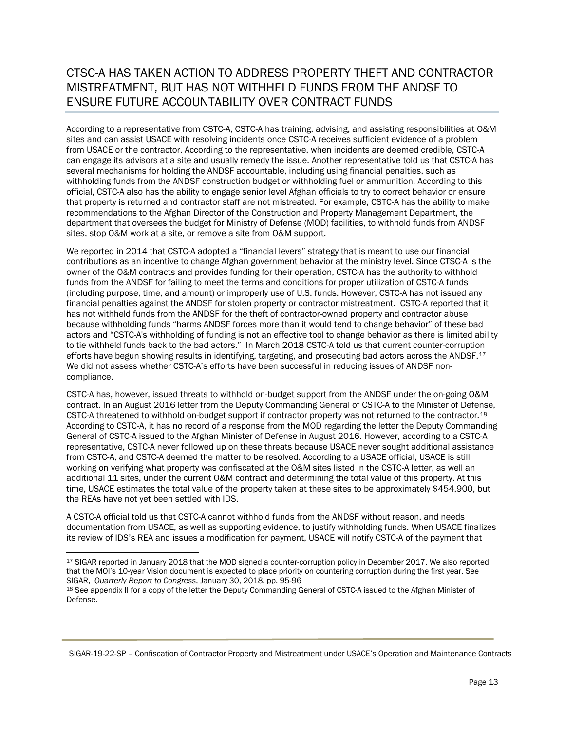## CTSC-A HAS TAKEN ACTION TO ADDRESS PROPERTY THEFT AND CONTRACTOR MISTREATMENT, BUT HAS NOT WITHHELD FUNDS FROM THE ANDSF TO ENSURE FUTURE ACCOUNTABILITY OVER CONTRACT FUNDS

According to a representative from CSTC-A, CSTC-A has training, advising, and assisting responsibilities at O&M sites and can assist USACE with resolving incidents once CSTC-A receives sufficient evidence of a problem from USACE or the contractor. According to the representative, when incidents are deemed credible, CSTC-A can engage its advisors at a site and usually remedy the issue. Another representative told us that CSTC-A has several mechanisms for holding the ANDSF accountable, including using financial penalties, such as withholding funds from the ANDSF construction budget or withholding fuel or ammunition. According to this official, CSTC-A also has the ability to engage senior level Afghan officials to try to correct behavior or ensure that property is returned and contractor staff are not mistreated. For example, CSTC-A has the ability to make recommendations to the Afghan Director of the Construction and Property Management Department, the department that oversees the budget for Ministry of Defense (MOD) facilities, to withhold funds from ANDSF sites, stop O&M work at a site, or remove a site from O&M support.

We reported in 2014 that CSTC-A adopted a "financial levers" strategy that is meant to use our financial contributions as an incentive to change Afghan government behavior at the ministry level. Since CTSC-A is the owner of the O&M contracts and provides funding for their operation, CSTC-A has the authority to withhold funds from the ANDSF for failing to meet the terms and conditions for proper utilization of CSTC-A funds (including purpose, time, and amount) or improperly use of U.S. funds. However, CSTC-A has not issued any financial penalties against the ANDSF for stolen property or contractor mistreatment. CSTC-A reported that it has not withheld funds from the ANDSF for the theft of contractor-owned property and contractor abuse because withholding funds "harms ANDSF forces more than it would tend to change behavior" of these bad actors and "CSTC-A's withholding of funding is not an effective tool to change behavior as there is limited ability to tie withheld funds back to the bad actors." In March 2018 CSTC-A told us that current counter-corruption efforts have begun showing results in identifying, targeting, and prosecuting bad actors across the ANDSF.[17] We did not assess whether CSTC-A's efforts have been successful in reducing issues of ANDSF non-compliance.

CSTC-A has, however, issued threats to withhold on-budget support from the ANDSF under the on-going O&M contract. In an August 2016 letter from the Deputy Commanding General of CSTC-A to the Minister of Defense, CSTC-A threatened to withhold on-budget support if contractor property was not returned to the contractor.[18] According to CSTC-A, it has no record of a response from the MOD regarding the letter the Deputy Commanding General of CSTC-A issued to the Afghan Minister of Defense in August 2016. However, according to a CSTC-A representative, CSTC-A never followed up on these threats because USACE never sought additional assistance from CSTC-A, and CSTC-A deemed the matter to be resolved. According to a USACE official, USACE is still working on verifying what property was confiscated at the O&M sites listed in the CSTC-A letter, as well an additional 11 sites, under the current O&M contract and determining the total value of this property. At this time, USACE estimates the total value of the property taken at these sites to be approximately $454,900, but the REAs have not yet been settled with IDS.

A CSTC-A official told us that CSTC-A cannot withhold funds from the ANDSF without reason, and needs documentation from USACE, as well as supporting evidence, to justify withholding funds. When USACE finalizes its review of IDS's REA and issues a modification for payment, USACE will notify CSTC-A of the payment that

---

[17] SIGAR reported in January 2018 that the MOD signed a counter-corruption policy in December 2017. We also reported that the MOI's 10-year Vision document is expected to place priority on countering corruption during the first year. See SIGAR, *Quarterly Report to Congress*, January 30, 2018, pp. 95-96

[18] See appendix II for a copy of the letter the Deputy Commanding General of CSTC-A issued to the Afghan Minister of Defense.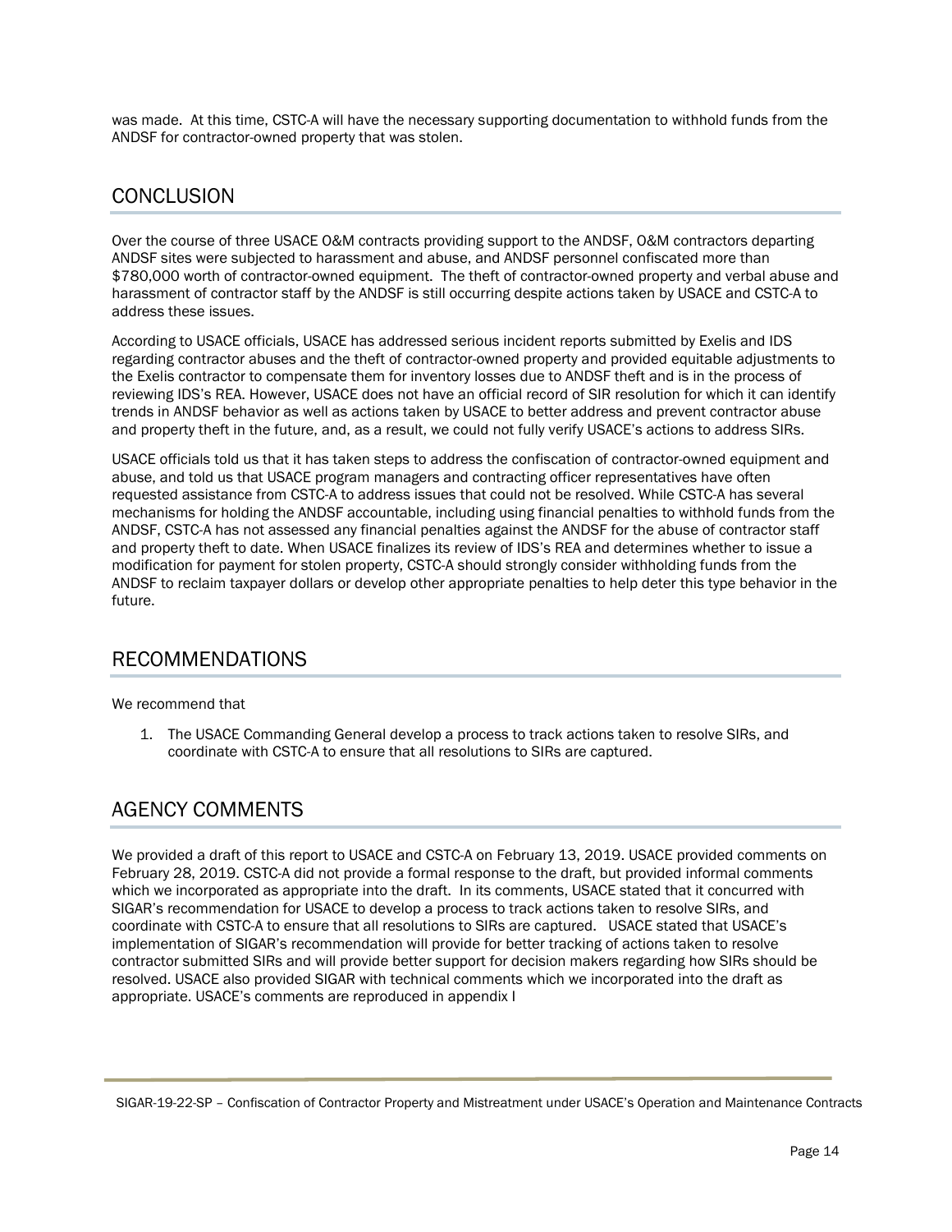was made. At this time, CSTC-A will have the necessary supporting documentation to withhold funds from the ANDSF for contractor-owned property that was stolen.

## CONCLUSION

Over the course of three USACE O&M contracts providing support to the ANDSF, O&M contractors departing ANDSF sites were subjected to harassment and abuse, and ANDSF personnel confiscated more than $780,000 worth of contractor-owned equipment. The theft of contractor-owned property and verbal abuse and harassment of contractor staff by the ANDSF is still occurring despite actions taken by USACE and CSTC-A to address these issues.

According to USACE officials, USACE has addressed serious incident reports submitted by Exelis and IDS regarding contractor abuses and the theft of contractor-owned property and provided equitable adjustments to the Exelis contractor to compensate them for inventory losses due to ANDSF theft and is in the process of reviewing IDS's REA. However, USACE does not have an official record of SIR resolution for which it can identify trends in ANDSF behavior as well as actions taken by USACE to better address and prevent contractor abuse and property theft in the future, and, as a result, we could not fully verify USACE's actions to address SIRs.

USACE officials told us that it has taken steps to address the confiscation of contractor-owned equipment and abuse, and told us that USACE program managers and contracting officer representatives have often requested assistance from CSTC-A to address issues that could not be resolved. While CSTC-A has several mechanisms for holding the ANDSF accountable, including using financial penalties to withhold funds from the ANDSF, CSTC-A has not assessed any financial penalties against the ANDSF for the abuse of contractor staff and property theft to date. When USACE finalizes its review of IDS's REA and determines whether to issue a modification for payment for stolen property, CSTC-A should strongly consider withholding funds from the ANDSF to reclaim taxpayer dollars or develop other appropriate penalties to help deter this type behavior in the future.

## RECOMMENDATIONS

We recommend that

1. The USACE Commanding General develop a process to track actions taken to resolve SIRs, and coordinate with CSTC-A to ensure that all resolutions to SIRs are captured.

## AGENCY COMMENTS

We provided a draft of this report to USACE and CSTC-A on February 13, 2019. USACE provided comments on February 28, 2019. CSTC-A did not provide a formal response to the draft, but provided informal comments which we incorporated as appropriate into the draft. In its comments, USACE stated that it concurred with SIGAR's recommendation for USACE to develop a process to track actions taken to resolve SIRs, and coordinate with CSTC-A to ensure that all resolutions to SIRs are captured. USACE stated that USACE's implementation of SIGAR's recommendation will provide for better tracking of actions taken to resolve contractor submitted SIRs and will provide better support for decision makers regarding how SIRs should be resolved. USACE also provided SIGAR with technical comments which we incorporated into the draft as appropriate. USACE's comments are reproduced in appendix I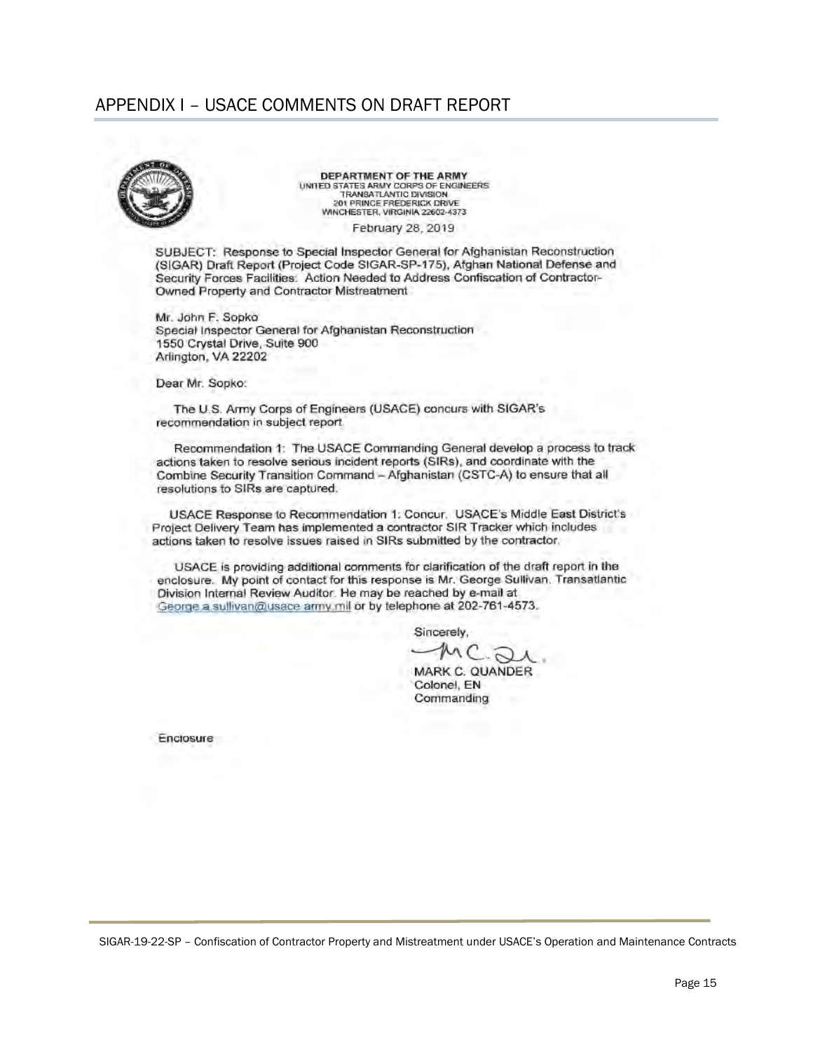## APPENDIX I – USACE COMMENTS ON DRAFT REPORT

**DEPARTMENT OF THE ARMY**
UNITED STATES ARMY CORPS OF ENGINEERS
TRANSATLANTIC DIVISION
201 PRINCE FREDERICK DRIVE
WINCHESTER, VIRGINIA 22602-4373

February 28, 2019

SUBJECT: Response to Special Inspector General for Afghanistan Reconstruction (SIGAR) Draft Report (Project Code SIGAR-SP-175), Afghan National Defense and Security Forces Facilities: Action Needed to Address Confiscation of Contractor-Owned Property and Contractor Mistreatment

Mr. John F. Sopko
Special Inspector General for Afghanistan Reconstruction
1550 Crystal Drive, Suite 900
Arlington, VA 22202

Dear Mr. Sopko:

The U.S. Army Corps of Engineers (USACE) concurs with SIGAR's recommendation in subject report.

Recommendation 1: The USACE Commanding General develop a process to track actions taken to resolve serious incident reports (SIRs), and coordinate with the Combine Security Transition Command – Afghanistan (CSTC-A) to ensure that all resolutions to SIRs are captured.

USACE Response to Recommendation 1: Concur. USACE's Middle East District's Project Delivery Team has implemented a contractor SIR Tracker which includes actions taken to resolve issues raised in SIRs submitted by the contractor.

USACE is providing additional comments for clarification of the draft report in the enclosure. My point of contact for this response is Mr. George Sullivan, Transatlantic Division Internal Review Auditor. He may be reached by e-mail at George.a.sullivan@usace.army.mil or by telephone at 202-761-4573.

Sincerely,

MARK C. QUANDER
Colonel, EN
Commanding

Enclosure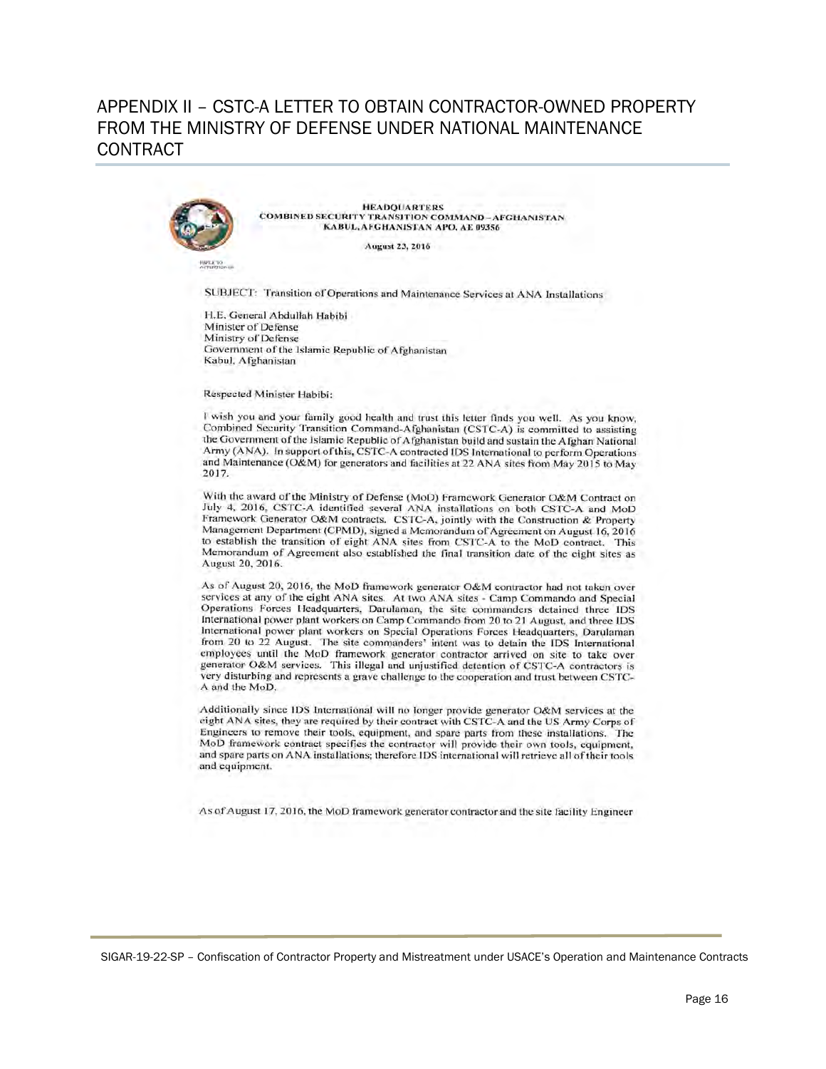## APPENDIX II – CSTC-A LETTER TO OBTAIN CONTRACTOR-OWNED PROPERTY FROM THE MINISTRY OF DEFENSE UNDER NATIONAL MAINTENANCE CONTRACT

HEADQUARTERS
COMBINED SECURITY TRANSITION COMMAND – AFGHANISTAN
KABUL, AFGHANISTAN APO, AE 09356

August 23, 2016

REPLY TO
ATTENTION OF

SUBJECT: Transition of Operations and Maintenance Services at ANA Installations

H.E. General Abdullah Habibi
Minister of Defense
Ministry of Defense
Government of the Islamic Republic of Afghanistan
Kabul, Afghanistan

Respected Minister Habibi:

I wish you and your family good health and trust this letter finds you well. As you know, Combined Security Transition Command-Afghanistan (CSTC-A) is committed to assisting the Government of the Islamic Republic of Afghanistan build and sustain the Afghan National Army (ANA). In support of this, CSTC-A contracted IDS International to perform Operations and Maintenance (O&M) for generators and facilities at 22 ANA sites from May 2015 to May 2017.

With the award of the Ministry of Defense (MoD) Framework Generator O&M Contract on July 4, 2016, CSTC-A identified several ANA installations on both CSTC-A and MoD Framework Generator O&M contracts. CSTC-A, jointly with the Construction & Property Management Department (CPMD), signed a Memorandum of Agreement on August 16, 2016 to establish the transition of eight ANA sites from CSTC-A to the MoD contract. This Memorandum of Agreement also established the final transition date of the eight sites as August 20, 2016.

As of August 20, 2016, the MoD framework generator O&M contractor had not taken over services at any of the eight ANA sites. At two ANA sites - Camp Commando and Special Operations Forces Headquarters, Darulaman, the site commanders detained three IDS International power plant workers on Camp Commando from 20 to 21 August, and three IDS International power plant workers on Special Operations Forces Headquarters, Darulaman from 20 to 22 August. The site commanders' intent was to detain the IDS International employees until the MoD framework generator contractor arrived on site to take over generator O&M services. This illegal and unjustified detention of CSTC-A contractors is very disturbing and represents a grave challenge to the cooperation and trust between CSTC-A and the MoD.

Additionally since IDS International will no longer provide generator O&M services at the eight ANA sites, they are required by their contract with CSTC-A and the US Army Corps of Engineers to remove their tools, equipment, and spare parts from these installations. The MoD framework contract specifies the contractor will provide their own tools, equipment, and spare parts on ANA installations; therefore IDS International will retrieve all of their tools and equipment.

As of August 17, 2016, the MoD framework generator contractor and the site facility Engineer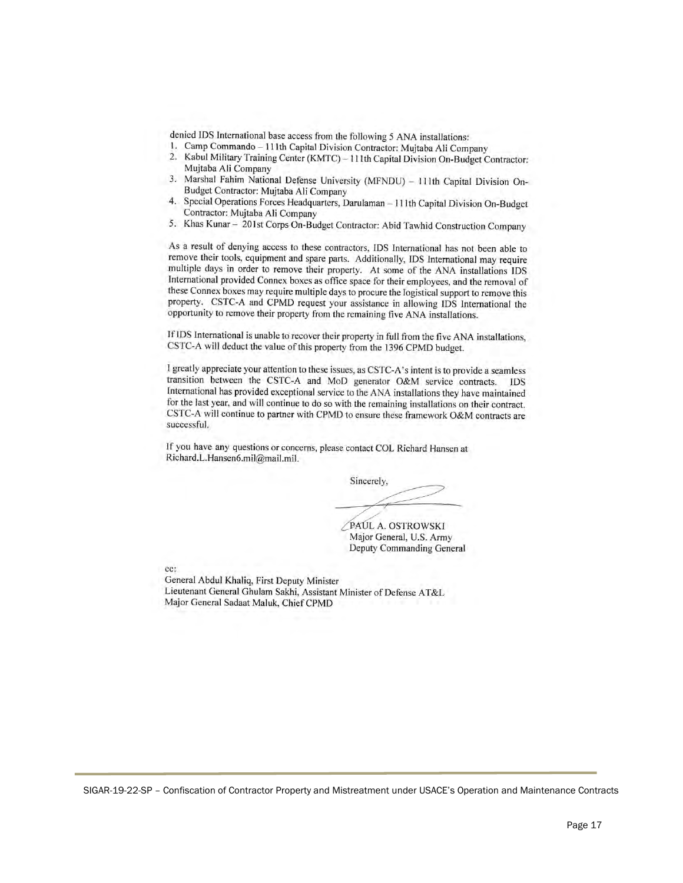denied IDS International base access from the following 5 ANA installations:

1. Camp Commando – 111th Capital Division Contractor: Mujtaba Ali Company
2. Kabul Military Training Center (KMTC) – 111th Capital Division On-Budget Contractor: Mujtaba Ali Company
3. Marshal Fahim National Defense University (MFNDU) – 111th Capital Division On-Budget Contractor: Mujtaba Ali Company
4. Special Operations Forces Headquarters, Darulaman – 111th Capital Division On-Budget Contractor: Mujtaba Ali Company
5. Khas Kunar – 201st Corps On-Budget Contractor: Abid Tawhid Construction Company

As a result of denying access to these contractors, IDS International has not been able to remove their tools, equipment and spare parts. Additionally, IDS International may require multiple days in order to remove their property. At some of the ANA installations IDS International provided Connex boxes as office space for their employees, and the removal of these Connex boxes may require multiple days to procure the logistical support to remove this property. CSTC-A and CPMD request your assistance in allowing IDS International the opportunity to remove their property from the remaining five ANA installations.

If IDS International is unable to recover their property in full from the five ANA installations, CSTC-A will deduct the value of this property from the 1396 CPMD budget.

I greatly appreciate your attention to these issues, as CSTC-A's intent is to provide a seamless transition between the CSTC-A and MoD generator O&M service contracts. IDS International has provided exceptional service to the ANA installations they have maintained for the last year, and will continue to do so with the remaining installations on their contract. CSTC-A will continue to partner with CPMD to ensure these framework O&M contracts are successful.

If you have any questions or concerns, please contact COL Richard Hansen at Richard.L.Hansen6.mil@mail.mil.

Sincerely,

PAUL A. OSTROWSKI
Major General, U.S. Army
Deputy Commanding General

cc:
General Abdul Khaliq, First Deputy Minister
Lieutenant General Ghulam Sakhi, Assistant Minister of Defense AT&L
Major General Sadaat Maluk, Chief CPMD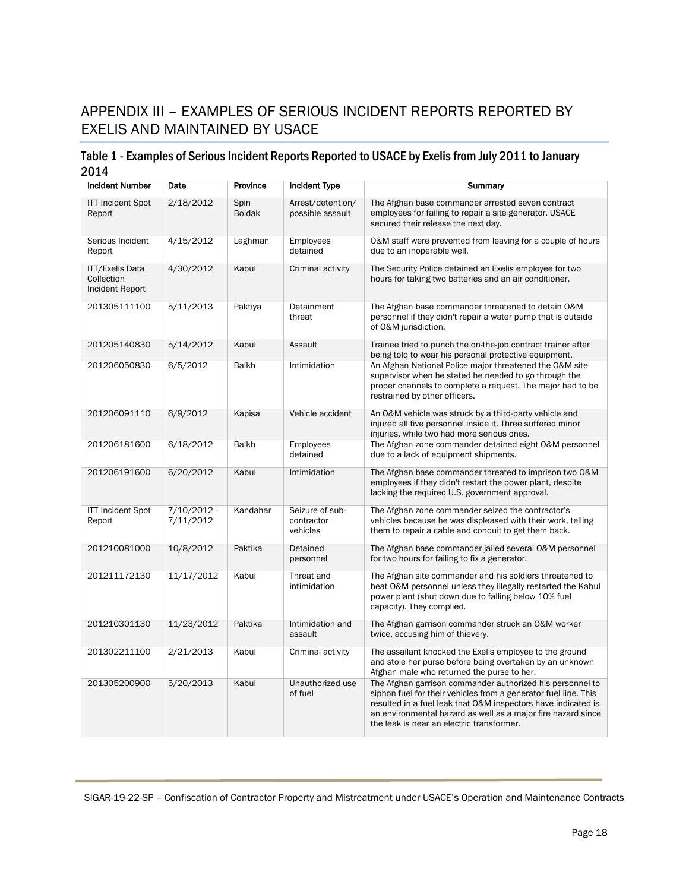# APPENDIX III – EXAMPLES OF SERIOUS INCIDENT REPORTS REPORTED BY EXELIS AND MAINTAINED BY USACE

## Table 1 - Examples of Serious Incident Reports Reported to USACE by Exelis from July 2011 to January 2014

| Incident Number | Date | Province | Incident Type | Summary |
|---|---|---|---|---|
| ITT Incident Spot Report | 2/18/2012 | Spin Boldak | Arrest/detention/ possible assault | The Afghan base commander arrested seven contract employees for failing to repair a site generator. USACE secured their release the next day. |
| Serious Incident Report | 4/15/2012 | Laghman | Employees detained | O&M staff were prevented from leaving for a couple of hours due to an inoperable well. |
| ITT/Exelis Data Collection Incident Report | 4/30/2012 | Kabul | Criminal activity | The Security Police detained an Exelis employee for two hours for taking two batteries and an air conditioner. |
| 201305111100 | 5/11/2013 | Paktiya | Detainment threat | The Afghan base commander threatened to detain O&M personnel if they didn't repair a water pump that is outside of O&M jurisdiction. |
| 201205140830 | 5/14/2012 | Kabul | Assault | Trainee tried to punch the on-the-job contract trainer after being told to wear his personal protective equipment. |
| 201206050830 | 6/5/2012 | Balkh | Intimidation | An Afghan National Police major threatened the O&M site supervisor when he stated he needed to go through the proper channels to complete a request. The major had to be restrained by other officers. |
| 201206091110 | 6/9/2012 | Kapisa | Vehicle accident | An O&M vehicle was struck by a third-party vehicle and injured all five personnel inside it. Three suffered minor injuries, while two had more serious ones. |
| 201206181600 | 6/18/2012 | Balkh | Employees detained | The Afghan zone commander detained eight O&M personnel due to a lack of equipment shipments. |
| 201206191600 | 6/20/2012 | Kabul | Intimidation | The Afghan base commander threated to imprison two O&M employees if they didn't restart the power plant, despite lacking the required U.S. government approval. |
| ITT Incident Spot Report | 7/10/2012 - 7/11/2012 | Kandahar | Seizure of sub-contractor vehicles | The Afghan zone commander seized the contractor's vehicles because he was displeased with their work, telling them to repair a cable and conduit to get them back. |
| 201210081000 | 10/8/2012 | Paktika | Detained personnel | The Afghan base commander jailed several O&M personnel for two hours for failing to fix a generator. |
| 201211172130 | 11/17/2012 | Kabul | Threat and intimidation | The Afghan site commander and his soldiers threatened to beat O&M personnel unless they illegally restarted the Kabul power plant (shut down due to falling below 10% fuel capacity). They complied. |
| 201210301130 | 11/23/2012 | Paktika | Intimidation and assault | The Afghan garrison commander struck an O&M worker twice, accusing him of thievery. |
| 201302211100 | 2/21/2013 | Kabul | Criminal activity | The assailant knocked the Exelis employee to the ground and stole her purse before being overtaken by an unknown Afghan male who returned the purse to her. |
| 201305200900 | 5/20/2013 | Kabul | Unauthorized use of fuel | The Afghan garrison commander authorized his personnel to siphon fuel for their vehicles from a generator fuel line. This resulted in a fuel leak that O&M inspectors have indicated is an environmental hazard as well as a major fire hazard since the leak is near an electric transformer. |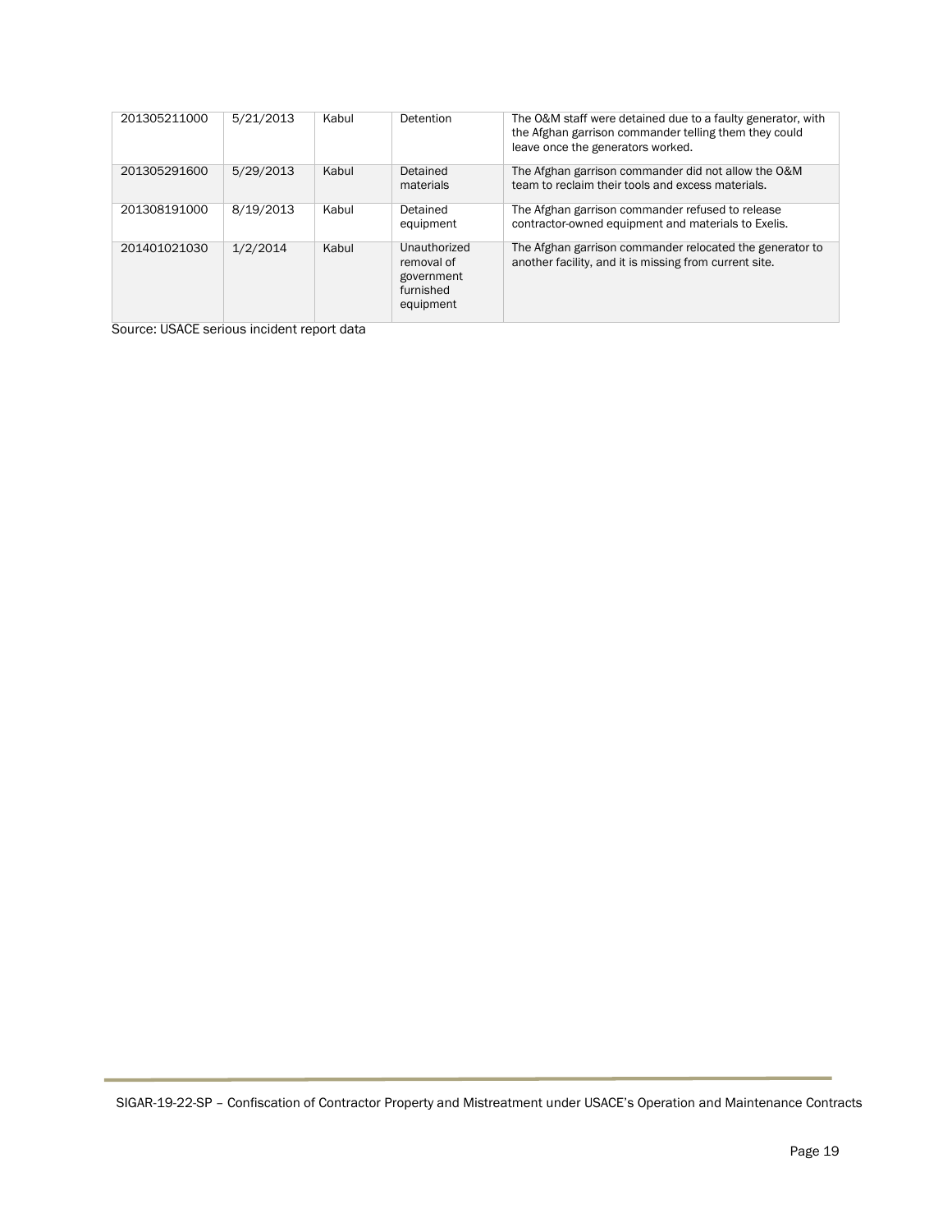| | | | | |
|---|---|---|---|---|
| 201305211000 | 5/21/2013 | Kabul | Detention | The O&M staff were detained due to a faulty generator, with the Afghan garrison commander telling them they could leave once the generators worked. |
| 201305291600 | 5/29/2013 | Kabul | Detained materials | The Afghan garrison commander did not allow the O&M team to reclaim their tools and excess materials. |
| 201308191000 | 8/19/2013 | Kabul | Detained equipment | The Afghan garrison commander refused to release contractor-owned equipment and materials to Exelis. |
| 201401021030 | 1/2/2014 | Kabul | Unauthorized removal of government furnished equipment | The Afghan garrison commander relocated the generator to another facility, and it is missing from current site. |

Source: USACE serious incident report data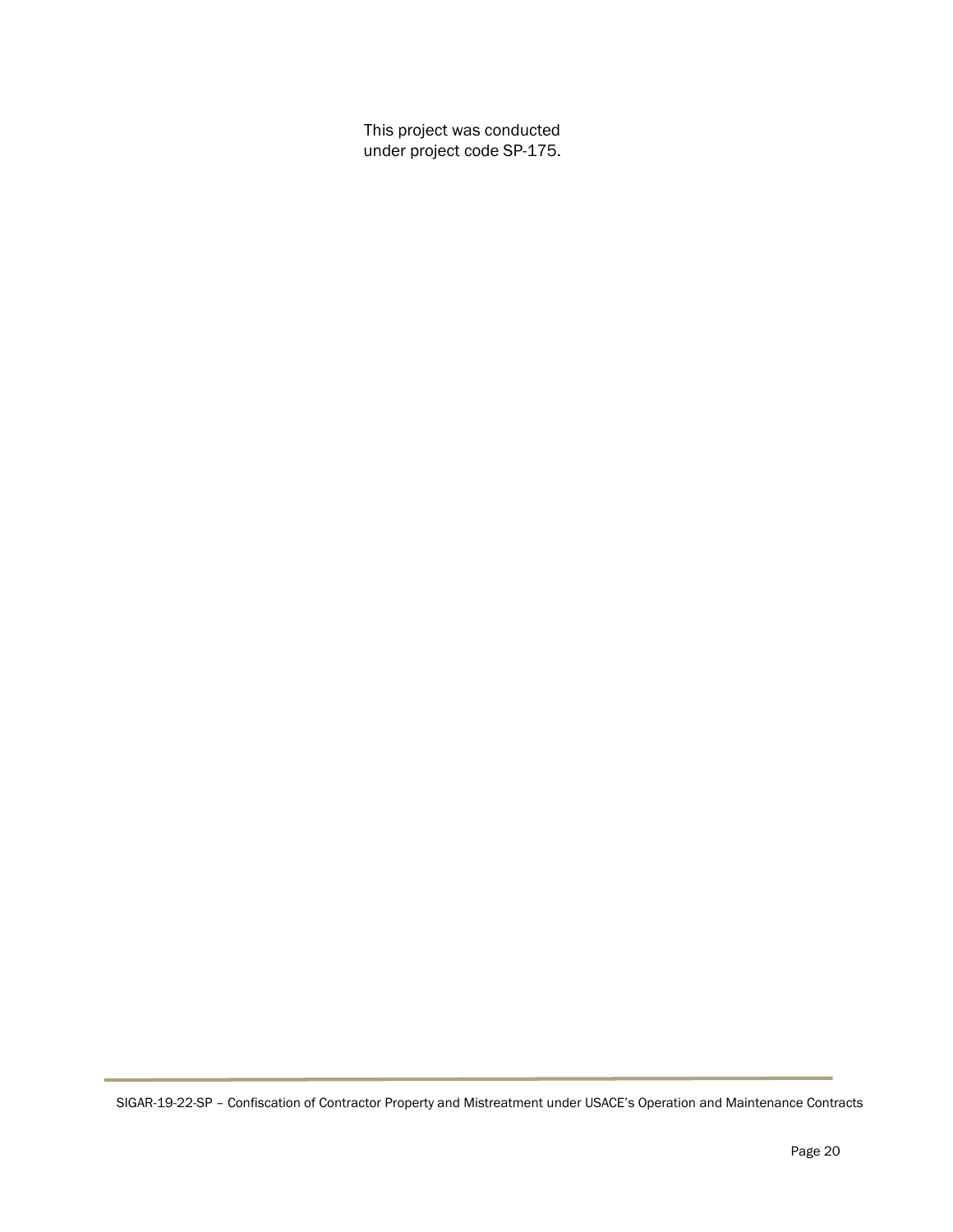This project was conducted under project code SP-175.